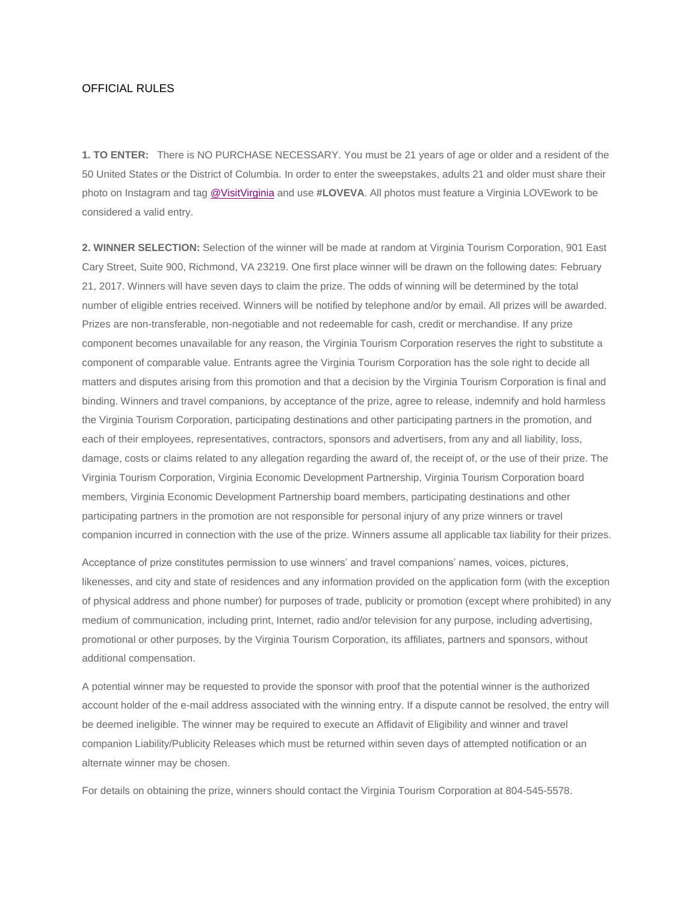# OFFICIAL RULES

**1. TO ENTER:** There is NO PURCHASE NECESSARY. You must be 21 years of age or older and a resident of the 50 United States or the District of Columbia. In order to enter the sweepstakes, adults 21 and older must share their photo on Instagram and tag @VisitVirginia and use **#LOVEVA**. All photos must feature a Virginia LOVEwork to be considered a valid entry.

**2. WINNER SELECTION:** Selection of the winner will be made at random at Virginia Tourism Corporation, 901 East Cary Street, Suite 900, Richmond, VA 23219. One first place winner will be drawn on the following dates: February 21, 2017. Winners will have seven days to claim the prize. The odds of winning will be determined by the total number of eligible entries received. Winners will be notified by telephone and/or by email. All prizes will be awarded. Prizes are non-transferable, non-negotiable and not redeemable for cash, credit or merchandise. If any prize component becomes unavailable for any reason, the Virginia Tourism Corporation reserves the right to substitute a component of comparable value. Entrants agree the Virginia Tourism Corporation has the sole right to decide all matters and disputes arising from this promotion and that a decision by the Virginia Tourism Corporation is final and binding. Winners and travel companions, by acceptance of the prize, agree to release, indemnify and hold harmless the Virginia Tourism Corporation, participating destinations and other participating partners in the promotion, and each of their employees, representatives, contractors, sponsors and advertisers, from any and all liability, loss, damage, costs or claims related to any allegation regarding the award of, the receipt of, or the use of their prize. The Virginia Tourism Corporation, Virginia Economic Development Partnership, Virginia Tourism Corporation board members, Virginia Economic Development Partnership board members, participating destinations and other participating partners in the promotion are not responsible for personal injury of any prize winners or travel companion incurred in connection with the use of the prize. Winners assume all applicable tax liability for their prizes.

Acceptance of prize constitutes permission to use winners' and travel companions' names, voices, pictures, likenesses, and city and state of residences and any information provided on the application form (with the exception of physical address and phone number) for purposes of trade, publicity or promotion (except where prohibited) in any medium of communication, including print, Internet, radio and/or television for any purpose, including advertising, promotional or other purposes, by the Virginia Tourism Corporation, its affiliates, partners and sponsors, without additional compensation.

A potential winner may be requested to provide the sponsor with proof that the potential winner is the authorized account holder of the e-mail address associated with the winning entry. If a dispute cannot be resolved, the entry will be deemed ineligible. The winner may be required to execute an Affidavit of Eligibility and winner and travel companion Liability/Publicity Releases which must be returned within seven days of attempted notification or an alternate winner may be chosen.

For details on obtaining the prize, winners should contact the Virginia Tourism Corporation at 804-545-5578.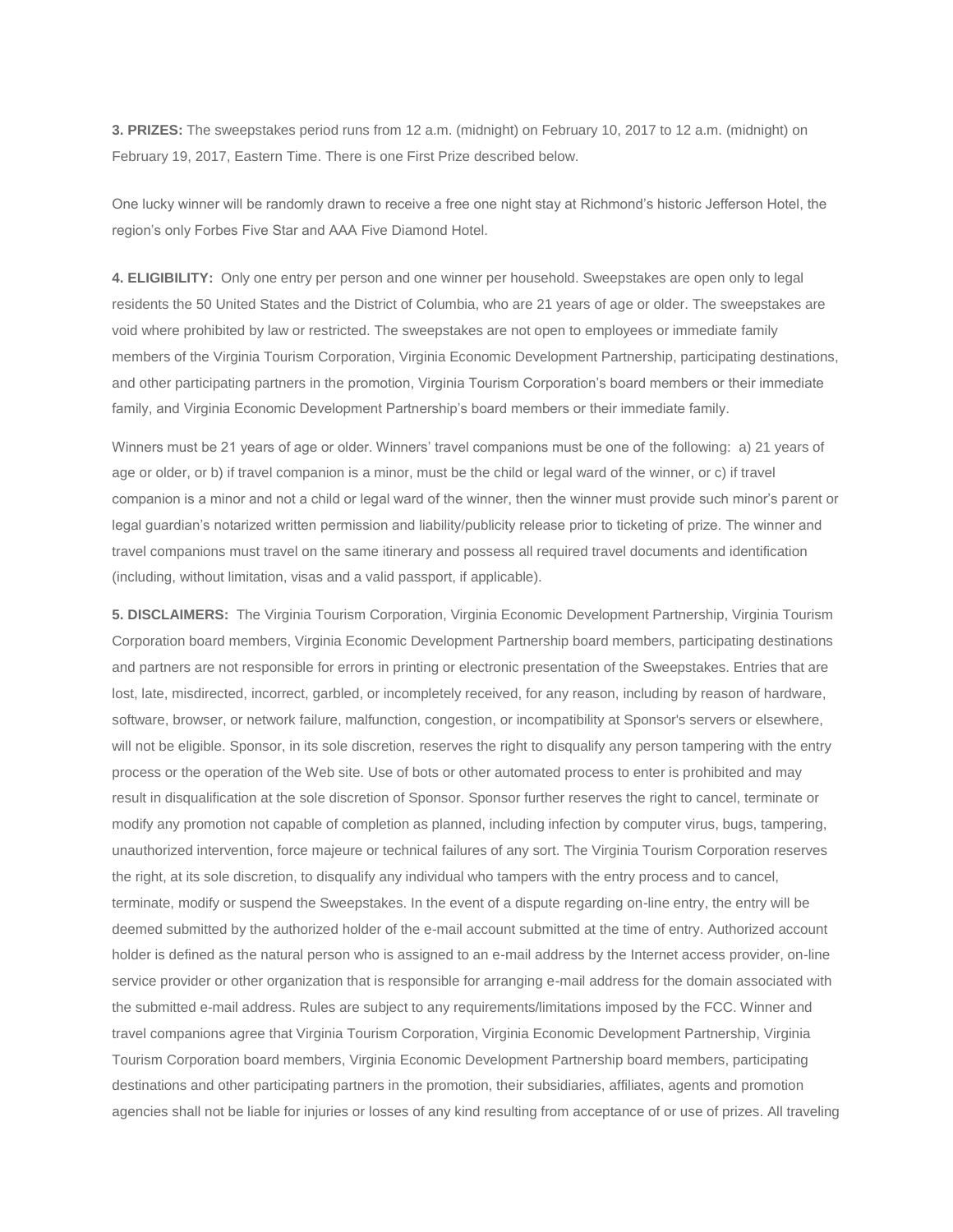**3. PRIZES:** The sweepstakes period runs from 12 a.m. (midnight) on February 10, 2017 to 12 a.m. (midnight) on February 19, 2017, Eastern Time. There is one First Prize described below.

One lucky winner will be randomly drawn to receive a free one night stay at Richmond's historic Jefferson Hotel, the region's only Forbes Five Star and AAA Five Diamond Hotel.

**4. ELIGIBILITY:** Only one entry per person and one winner per household. Sweepstakes are open only to legal residents the 50 United States and the District of Columbia, who are 21 years of age or older. The sweepstakes are void where prohibited by law or restricted. The sweepstakes are not open to employees or immediate family members of the Virginia Tourism Corporation, Virginia Economic Development Partnership, participating destinations, and other participating partners in the promotion, Virginia Tourism Corporation's board members or their immediate family, and Virginia Economic Development Partnership's board members or their immediate family.

Winners must be 21 years of age or older. Winners' travel companions must be one of the following: a) 21 years of age or older, or b) if travel companion is a minor, must be the child or legal ward of the winner, or c) if travel companion is a minor and not a child or legal ward of the winner, then the winner must provide such minor's parent or legal guardian's notarized written permission and liability/publicity release prior to ticketing of prize. The winner and travel companions must travel on the same itinerary and possess all required travel documents and identification (including, without limitation, visas and a valid passport, if applicable).

**5. DISCLAIMERS:** The Virginia Tourism Corporation, Virginia Economic Development Partnership, Virginia Tourism Corporation board members, Virginia Economic Development Partnership board members, participating destinations and partners are not responsible for errors in printing or electronic presentation of the Sweepstakes. Entries that are lost, late, misdirected, incorrect, garbled, or incompletely received, for any reason, including by reason of hardware, software, browser, or network failure, malfunction, congestion, or incompatibility at Sponsor's servers or elsewhere, will not be eligible. Sponsor, in its sole discretion, reserves the right to disqualify any person tampering with the entry process or the operation of the Web site. Use of bots or other automated process to enter is prohibited and may result in disqualification at the sole discretion of Sponsor. Sponsor further reserves the right to cancel, terminate or modify any promotion not capable of completion as planned, including infection by computer virus, bugs, tampering, unauthorized intervention, force majeure or technical failures of any sort. The Virginia Tourism Corporation reserves the right, at its sole discretion, to disqualify any individual who tampers with the entry process and to cancel, terminate, modify or suspend the Sweepstakes. In the event of a dispute regarding on-line entry, the entry will be deemed submitted by the authorized holder of the e-mail account submitted at the time of entry. Authorized account holder is defined as the natural person who is assigned to an e-mail address by the Internet access provider, on-line service provider or other organization that is responsible for arranging e-mail address for the domain associated with the submitted e-mail address. Rules are subject to any requirements/limitations imposed by the FCC. Winner and travel companions agree that Virginia Tourism Corporation, Virginia Economic Development Partnership, Virginia Tourism Corporation board members, Virginia Economic Development Partnership board members, participating destinations and other participating partners in the promotion, their subsidiaries, affiliates, agents and promotion agencies shall not be liable for injuries or losses of any kind resulting from acceptance of or use of prizes. All traveling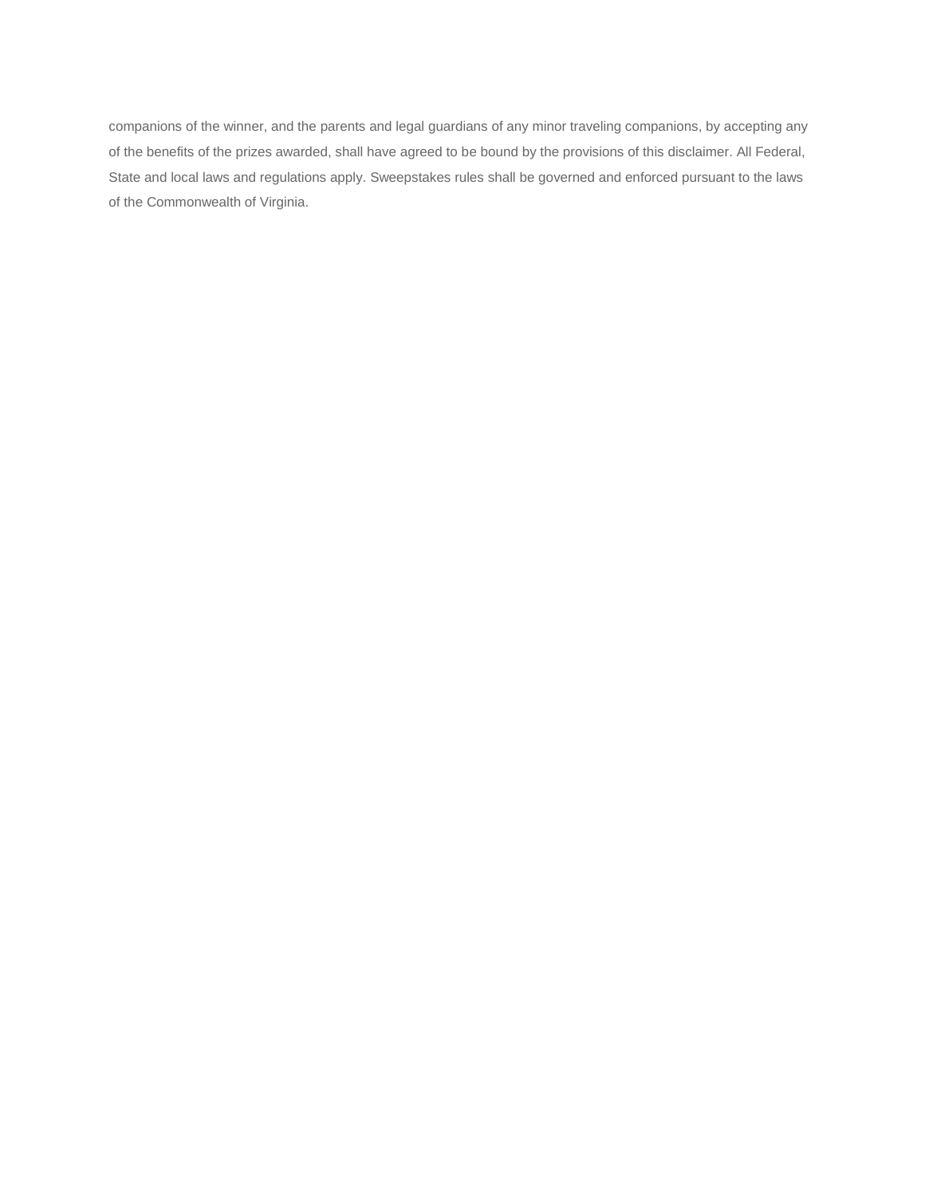companions of the winner, and the parents and legal guardians of any minor traveling companions, by accepting any of the benefits of the prizes awarded, shall have agreed to be bound by the provisions of this disclaimer. All Federal, State and local laws and regulations apply. Sweepstakes rules shall be governed and enforced pursuant to the laws of the Commonwealth of Virginia.